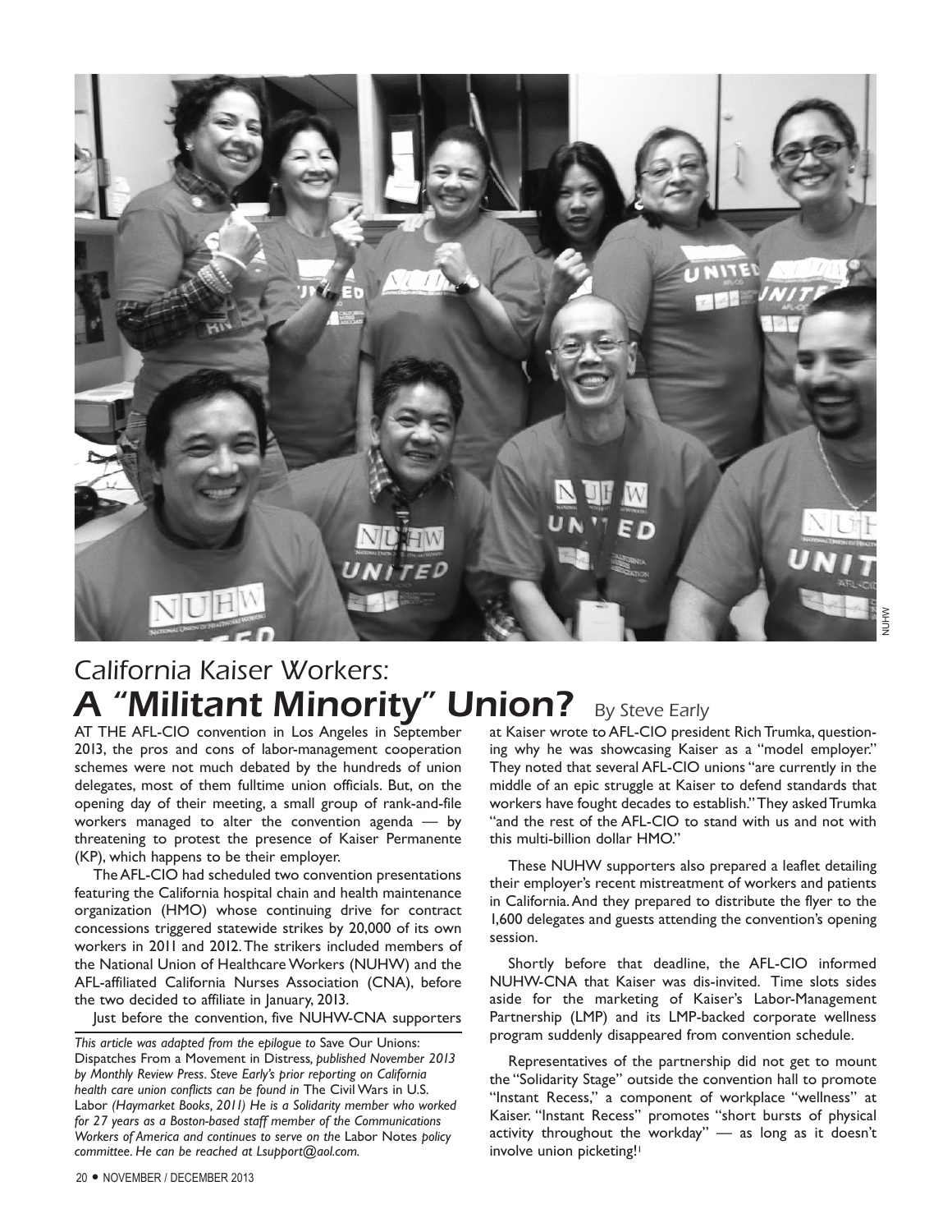# California Kaiser Workers: A "Militant Minority" Union?

By Steve Early

AT THE AFL-CIO convention in Los Angeles in September 2013, the pros and cons of labor-management cooperation schemes were not much debated by the hundreds of union delegates, most of them fulltime union officials. But, on the opening day of their meeting, a small group of rank-and-file workers managed to alter the convention agenda — by threatening to protest the presence of Kaiser Permanente (KP), which happens to be their employer.

The AFL-CIO had scheduled two convention presentations featuring the California hospital chain and health maintenance organization (HMO) whose continuing drive for contract concessions triggered statewide strikes by 20,000 of its own workers in 2011 and 2012. The strikers included members of the National Union of Healthcare Workers (NUHW) and the AFL-affiliated California Nurses Association (CNA), before the two decided to affiliate in January, 2013.

Just before the convention, five NUHW-CNA supporters at Kaiser wrote to AFL-CIO president Rich Trumka, questioning why he was showcasing Kaiser as a "model employer." They noted that several AFL-CIO unions "are currently in the middle of an epic struggle at Kaiser to defend standards that workers have fought decades to establish." They asked Trumka "and the rest of the AFL-CIO to stand with us and not with this multi-billion dollar HMO."

These NUHW supporters also prepared a leaflet detailing their employer's recent mistreatment of workers and patients in California. And they prepared to distribute the flyer to the 1,600 delegates and guests attending the convention's opening session.

Shortly before that deadline, the AFL-CIO informed NUHW-CNA that Kaiser was dis-invited. Time slots sides aside for the marketing of Kaiser's Labor-Management Partnership (LMP) and its LMP-backed corporate wellness program suddenly disappeared from convention schedule.

Representatives of the partnership did not get to mount the "Solidarity Stage" outside the convention hall to promote "Instant Recess," a component of workplace "wellness" at Kaiser. "Instant Recess" promotes "short bursts of physical activity throughout the workday" — as long as it doesn't involve union picketing![1]

---

*This article was adapted from the epilogue to* Save Our Unions: Dispatches From a Movement in Distress*, published November 2013 by Monthly Review Press. Steve Early's prior reporting on California health care union conflicts can be found in* The Civil Wars in U.S. Labor *(Haymarket Books, 2011) He is a Solidarity member who worked for 27 years as a Boston-based staff member of the Communications Workers of America and continues to serve on the* Labor Notes *policy committee. He can be reached at Lsupport@aol.com.*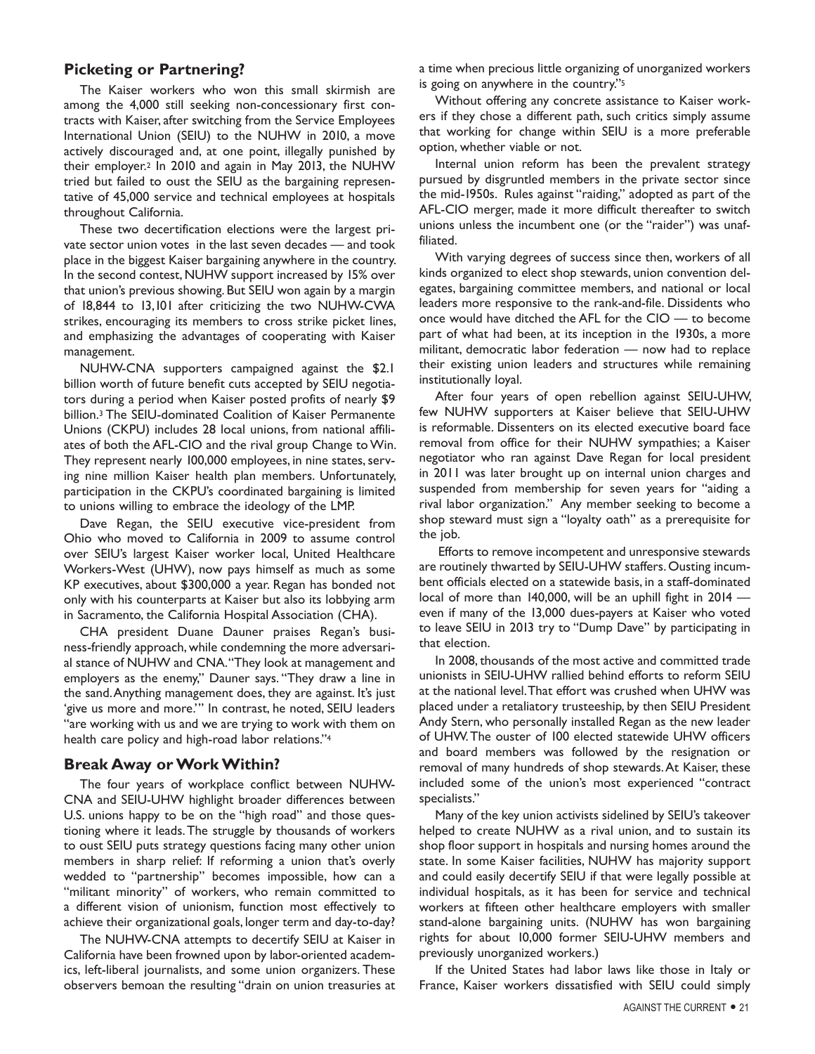## Picketing or Partnering?

The Kaiser workers who won this small skirmish are among the 4,000 still seeking non-concessionary first contracts with Kaiser, after switching from the Service Employees International Union (SEIU) to the NUHW in 2010, a move actively discouraged and, at one point, illegally punished by their employer.[2] In 2010 and again in May 2013, the NUHW tried but failed to oust the SEIU as the bargaining representative of 45,000 service and technical employees at hospitals throughout California.

These two decertification elections were the largest private sector union votes in the last seven decades — and took place in the biggest Kaiser bargaining anywhere in the country. In the second contest, NUHW support increased by 15% over that union's previous showing. But SEIU won again by a margin of 18,844 to 13,101 after criticizing the two NUHW-CWA strikes, encouraging its members to cross strike picket lines, and emphasizing the advantages of cooperating with Kaiser management.

NUHW-CNA supporters campaigned against the $2.1 billion worth of future benefit cuts accepted by SEIU negotiators during a period when Kaiser posted profits of nearly $9 billion.[3] The SEIU-dominated Coalition of Kaiser Permanente Unions (CKPU) includes 28 local unions, from national affiliates of both the AFL-CIO and the rival group Change to Win. They represent nearly 100,000 employees, in nine states, serving nine million Kaiser health plan members. Unfortunately, participation in the CKPU's coordinated bargaining is limited to unions willing to embrace the ideology of the LMP.

Dave Regan, the SEIU executive vice-president from Ohio who moved to California in 2009 to assume control over SEIU's largest Kaiser worker local, United Healthcare Workers-West (UHW), now pays himself as much as some KP executives, about $300,000 a year. Regan has bonded not only with his counterparts at Kaiser but also its lobbying arm in Sacramento, the California Hospital Association (CHA).

CHA president Duane Dauner praises Regan's business-friendly approach, while condemning the more adversarial stance of NUHW and CNA. "They look at management and employers as the enemy," Dauner says. "They draw a line in the sand. Anything management does, they are against. It's just 'give us more and more.'" In contrast, he noted, SEIU leaders "are working with us and we are trying to work with them on health care policy and high-road labor relations."[4]

## Break Away or Work Within?

The four years of workplace conflict between NUHW-CNA and SEIU-UHW highlight broader differences between U.S. unions happy to be on the "high road" and those questioning where it leads. The struggle by thousands of workers to oust SEIU puts strategy questions facing many other union members in sharp relief: If reforming a union that's overly wedded to "partnership" becomes impossible, how can a "militant minority" of workers, who remain committed to a different vision of unionism, function most effectively to achieve their organizational goals, longer term and day-to-day?

The NUHW-CNA attempts to decertify SEIU at Kaiser in California have been frowned upon by labor-oriented academics, left-liberal journalists, and some union organizers. These observers bemoan the resulting "drain on union treasuries at a time when precious little organizing of unorganized workers is going on anywhere in the country."[5]

Without offering any concrete assistance to Kaiser workers if they chose a different path, such critics simply assume that working for change within SEIU is a more preferable option, whether viable or not.

Internal union reform has been the prevalent strategy pursued by disgruntled members in the private sector since the mid-1950s. Rules against "raiding," adopted as part of the AFL-CIO merger, made it more difficult thereafter to switch unions unless the incumbent one (or the "raider") was unaffiliated.

With varying degrees of success since then, workers of all kinds organized to elect shop stewards, union convention delegates, bargaining committee members, and national or local leaders more responsive to the rank-and-file. Dissidents who once would have ditched the AFL for the CIO — to become part of what had been, at its inception in the 1930s, a more militant, democratic labor federation — now had to replace their existing union leaders and structures while remaining institutionally loyal.

After four years of open rebellion against SEIU-UHW, few NUHW supporters at Kaiser believe that SEIU-UHW is reformable. Dissenters on its elected executive board face removal from office for their NUHW sympathies; a Kaiser negotiator who ran against Dave Regan for local president in 2011 was later brought up on internal union charges and suspended from membership for seven years for "aiding a rival labor organization." Any member seeking to become a shop steward must sign a "loyalty oath" as a prerequisite for the job.

Efforts to remove incompetent and unresponsive stewards are routinely thwarted by SEIU-UHW staffers. Ousting incumbent officials elected on a statewide basis, in a staff-dominated local of more than 140,000, will be an uphill fight in 2014 — even if many of the 13,000 dues-payers at Kaiser who voted to leave SEIU in 2013 try to "Dump Dave" by participating in that election.

In 2008, thousands of the most active and committed trade unionists in SEIU-UHW rallied behind efforts to reform SEIU at the national level. That effort was crushed when UHW was placed under a retaliatory trusteeship, by then SEIU President Andy Stern, who personally installed Regan as the new leader of UHW. The ouster of 100 elected statewide UHW officers and board members was followed by the resignation or removal of many hundreds of shop stewards. At Kaiser, these included some of the union's most experienced "contract specialists."

Many of the key union activists sidelined by SEIU's takeover helped to create NUHW as a rival union, and to sustain its shop floor support in hospitals and nursing homes around the state. In some Kaiser facilities, NUHW has majority support and could easily decertify SEIU if that were legally possible at individual hospitals, as it has been for service and technical workers at fifteen other healthcare employers with smaller stand-alone bargaining units. (NUHW has won bargaining rights for about 10,000 former SEIU-UHW members and previously unorganized workers.)

If the United States had labor laws like those in Italy or France, Kaiser workers dissatisfied with SEIU could simply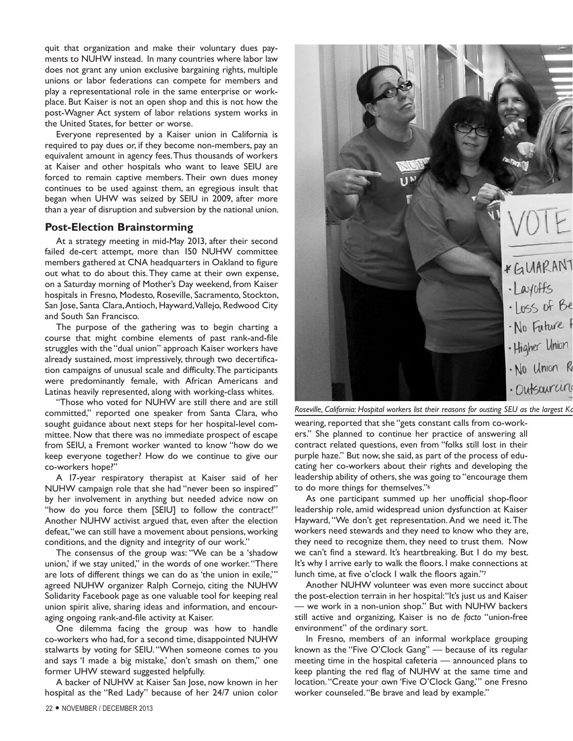quit that organization and make their voluntary dues payments to NUHW instead. In many countries where labor law does not grant any union exclusive bargaining rights, multiple unions or labor federations can compete for members and play a representational role in the same enterprise or workplace. But Kaiser is not an open shop and this is not how the post-Wagner Act system of labor relations system works in the United States, for better or worse.

Everyone represented by a Kaiser union in California is required to pay dues or, if they become non-members, pay an equivalent amount in agency fees. Thus thousands of workers at Kaiser and other hospitals who want to leave SEIU are forced to remain captive members. Their own dues money continues to be used against them, an egregious insult that began when UHW was seized by SEIU in 2009, after more than a year of disruption and subversion by the national union.

## Post-Election Brainstorming

At a strategy meeting in mid-May 2013, after their second failed de-cert attempt, more than 150 NUHW committee members gathered at CNA headquarters in Oakland to figure out what to do about this. They came at their own expense, on a Saturday morning of Mother's Day weekend, from Kaiser hospitals in Fresno, Modesto, Roseville, Sacramento, Stockton, San Jose, Santa Clara, Antioch, Hayward, Vallejo, Redwood City and South San Francisco.

The purpose of the gathering was to begin charting a course that might combine elements of past rank-and-file struggles with the "dual union" approach Kaiser workers have already sustained, most impressively, through two decertification campaigns of unusual scale and difficulty. The participants were predominantly female, with African Americans and Latinas heavily represented, along with working-class whites.

"Those who voted for NUHW are still there and are still committed," reported one speaker from Santa Clara, who sought guidance about next steps for her hospital-level committee. Now that there was no immediate prospect of escape from SEIU, a Fremont worker wanted to know "how do we keep everyone together? How do we continue to give our co-workers hope?"

A 17-year respiratory therapist at Kaiser said of her NUHW campaign role that she had "never been so inspired" by her involvement in anything but needed advice now on "how do you force them [SEIU] to follow the contract?" Another NUHW activist argued that, even after the election defeat, "we can still have a movement about pensions, working conditions, and the dignity and integrity of our work."

The consensus of the group was: "We can be a 'shadow union,' if we stay united," in the words of one worker. "There are lots of different things we can do as 'the union in exile,'" agreed NUHW organizer Ralph Cornejo, citing the NUHW Solidarity Facebook page as one valuable tool for keeping real union spirit alive, sharing ideas and information, and encouraging ongoing rank-and-file activity at Kaiser.

One dilemma facing the group was how to handle co-workers who had, for a second time, disappointed NUHW stalwarts by voting for SEIU. "When someone comes to you and says 'I made a big mistake,' don't smash on them," one former UHW steward suggested helpfully.

A backer of NUHW at Kaiser San Jose, now known in her hospital as the "Red Lady" because of her 24/7 union color wearing, reported that she "gets constant calls from co-workers." She planned to continue her practice of answering all contract related questions, even from "folks still lost in their purple haze." But now, she said, as part of the process of educating her co-workers about their rights and developing the leadership ability of others, she was going to "encourage them to do more things for themselves."[6]

As one participant summed up her unofficial shop-floor leadership role, amid widespread union dysfunction at Kaiser Hayward, "We don't get representation. And we need it. The workers need stewards and they need to know who they are, they need to recognize them, they need to trust them. Now we can't find a steward. It's heartbreaking. But I do my best. It's why I arrive early to walk the floors. I make connections at lunch time, at five o'clock I walk the floors again."[7]

Another NUHW volunteer was even more succinct about the post-election terrain in her hospital: "It's just us and Kaiser — we work in a non-union shop." But with NUHW backers still active and organizing, Kaiser is no *de facto* "union-free environment" of the ordinary sort.

In Fresno, members of an informal workplace grouping known as the "Five O'Clock Gang" — because of its regular meeting time in the hospital cafeteria — announced plans to keep planting the red flag of NUHW at the same time and location. "Create your own 'Five O'Clock Gang,'" one Fresno worker counseled. "Be brave and lead by example."

*Roseville, California: Hospital workers list their reasons for ousting SEU as the largest Ka*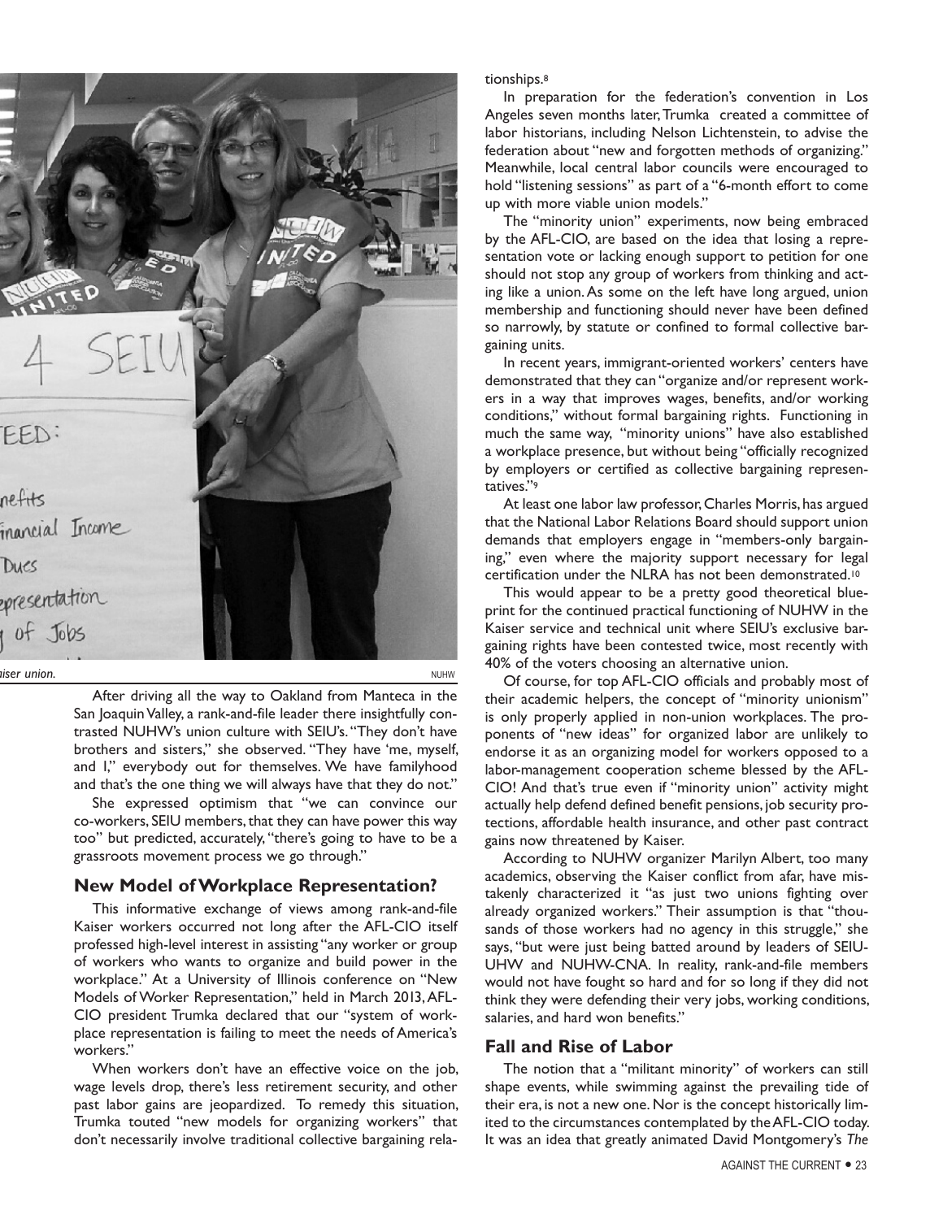*...aiser union.* NUHW

After driving all the way to Oakland from Manteca in the San Joaquin Valley, a rank-and-file leader there insightfully contrasted NUHW's union culture with SEIU's. "They don't have brothers and sisters," she observed. "They have 'me, myself, and I,' everybody out for themselves. We have familyhood and that's the one thing we will always have that they do not."

She expressed optimism that "we can convince our co-workers, SEIU members, that they can have power this way too" but predicted, accurately, "there's going to have to be a grassroots movement process we go through."

## New Model of Workplace Representation?

This informative exchange of views among rank-and-file Kaiser workers occurred not long after the AFL-CIO itself professed high-level interest in assisting "any worker or group of workers who wants to organize and build power in the workplace." At a University of Illinois conference on "New Models of Worker Representation," held in March 2013, AFL-CIO president Trumka declared that our "system of workplace representation is failing to meet the needs of America's workers."

When workers don't have an effective voice on the job, wage levels drop, there's less retirement security, and other past labor gains are jeopardized. To remedy this situation, Trumka touted "new models for organizing workers" that don't necessarily involve traditional collective bargaining relationships.[8]

In preparation for the federation's convention in Los Angeles seven months later, Trumka created a committee of labor historians, including Nelson Lichtenstein, to advise the federation about "new and forgotten methods of organizing." Meanwhile, local central labor councils were encouraged to hold "listening sessions" as part of a "6-month effort to come up with more viable union models."

The "minority union" experiments, now being embraced by the AFL-CIO, are based on the idea that losing a representation vote or lacking enough support to petition for one should not stop any group of workers from thinking and acting like a union. As some on the left have long argued, union membership and functioning should never have been defined so narrowly, by statute or confined to formal collective bargaining units.

In recent years, immigrant-oriented workers' centers have demonstrated that they can "organize and/or represent workers in a way that improves wages, benefits, and/or working conditions," without formal bargaining rights. Functioning in much the same way, "minority unions" have also established a workplace presence, but without being "officially recognized by employers or certified as collective bargaining representatives."[9]

At least one labor law professor, Charles Morris, has argued that the National Labor Relations Board should support union demands that employers engage in "members-only bargaining," even where the majority support necessary for legal certification under the NLRA has not been demonstrated.[10]

This would appear to be a pretty good theoretical blueprint for the continued practical functioning of NUHW in the Kaiser service and technical unit where SEIU's exclusive bargaining rights have been contested twice, most recently with 40% of the voters choosing an alternative union.

Of course, for top AFL-CIO officials and probably most of their academic helpers, the concept of "minority unionism" is only properly applied in non-union workplaces. The proponents of "new ideas" for organized labor are unlikely to endorse it as an organizing model for workers opposed to a labor-management cooperation scheme blessed by the AFL-CIO! And that's true even if "minority union" activity might actually help defend defined benefit pensions, job security protections, affordable health insurance, and other past contract gains now threatened by Kaiser.

According to NUHW organizer Marilyn Albert, too many academics, observing the Kaiser conflict from afar, have mistakenly characterized it "as just two unions fighting over already organized workers." Their assumption is that "thousands of those workers had no agency in this struggle," she says, "but were just being batted around by leaders of SEIU-UHW and NUHW-CNA. In reality, rank-and-file members would not have fought so hard and for so long if they did not think they were defending their very jobs, working conditions, salaries, and hard won benefits."

## Fall and Rise of Labor

The notion that a "militant minority" of workers can still shape events, while swimming against the prevailing tide of their era, is not a new one. Nor is the concept historically limited to the circumstances contemplated by the AFL-CIO today. It was an idea that greatly animated David Montgomery's *The*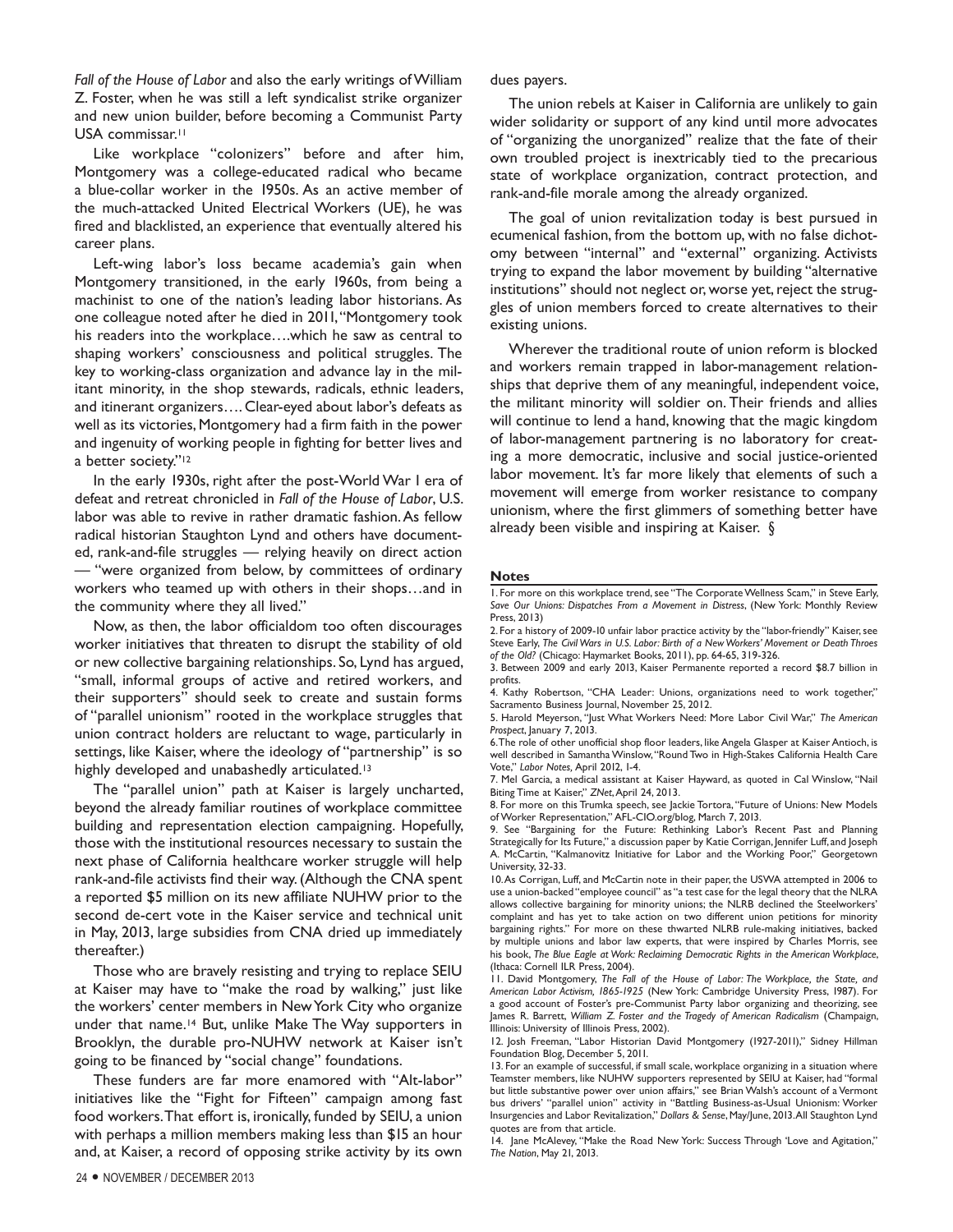*Fall of the House of Labor* and also the early writings of William Z. Foster, when he was still a left syndicalist strike organizer and new union builder, before becoming a Communist Party USA commissar.[11]

Like workplace "colonizers" before and after him, Montgomery was a college-educated radical who became a blue-collar worker in the 1950s. As an active member of the much-attacked United Electrical Workers (UE), he was fired and blacklisted, an experience that eventually altered his career plans.

Left-wing labor's loss became academia's gain when Montgomery transitioned, in the early 1960s, from being a machinist to one of the nation's leading labor historians. As one colleague noted after he died in 2011, "Montgomery took his readers into the workplace….which he saw as central to shaping workers' consciousness and political struggles. The key to working-class organization and advance lay in the militant minority, in the shop stewards, radicals, ethnic leaders, and itinerant organizers…. Clear-eyed about labor's defeats as well as its victories, Montgomery had a firm faith in the power and ingenuity of working people in fighting for better lives and a better society."[12]

In the early 1930s, right after the post-World War I era of defeat and retreat chronicled in *Fall of the House of Labor*, U.S. labor was able to revive in rather dramatic fashion. As fellow radical historian Staughton Lynd and others have documented, rank-and-file struggles — relying heavily on direct action — "were organized from below, by committees of ordinary workers who teamed up with others in their shops…and in the community where they all lived."

Now, as then, the labor officialdom too often discourages worker initiatives that threaten to disrupt the stability of old or new collective bargaining relationships. So, Lynd has argued, "small, informal groups of active and retired workers, and their supporters" should seek to create and sustain forms of "parallel unionism" rooted in the workplace struggles that union contract holders are reluctant to wage, particularly in settings, like Kaiser, where the ideology of "partnership" is so highly developed and unabashedly articulated.[13]

The "parallel union" path at Kaiser is largely uncharted, beyond the already familiar routines of workplace committee building and representation election campaigning. Hopefully, those with the institutional resources necessary to sustain the next phase of California healthcare worker struggle will help rank-and-file activists find their way. (Although the CNA spent a reported $5 million on its new affiliate NUHW prior to the second de-cert vote in the Kaiser service and technical unit in May, 2013, large subsidies from CNA dried up immediately thereafter.)

Those who are bravely resisting and trying to replace SEIU at Kaiser may have to "make the road by walking," just like the workers' center members in New York City who organize under that name.[14] But, unlike Make The Way supporters in Brooklyn, the durable pro-NUHW network at Kaiser isn't going to be financed by "social change" foundations.

These funders are far more enamored with "Alt-labor" initiatives like the "Fight for Fifteen" campaign among fast food workers. That effort is, ironically, funded by SEIU, a union with perhaps a million members making less than $15 an hour and, at Kaiser, a record of opposing strike activity by its own dues payers.

The union rebels at Kaiser in California are unlikely to gain wider solidarity or support of any kind until more advocates of "organizing the unorganized" realize that the fate of their own troubled project is inextricably tied to the precarious state of workplace organization, contract protection, and rank-and-file morale among the already organized.

The goal of union revitalization today is best pursued in ecumenical fashion, from the bottom up, with no false dichotomy between "internal" and "external" organizing. Activists trying to expand the labor movement by building "alternative institutions" should not neglect or, worse yet, reject the struggles of union members forced to create alternatives to their existing unions.

Wherever the traditional route of union reform is blocked and workers remain trapped in labor-management relationships that deprive them of any meaningful, independent voice, the militant minority will soldier on. Their friends and allies will continue to lend a hand, knowing that the magic kingdom of labor-management partnering is no laboratory for creating a more democratic, inclusive and social justice-oriented labor movement. It's far more likely that elements of such a movement will emerge from worker resistance to company unionism, where the first glimmers of something better have already been visible and inspiring at Kaiser. §

## Notes

1. For more on this workplace trend, see "The Corporate Wellness Scam," in Steve Early, *Save Our Unions: Dispatches From a Movement in Distress*, (New York: Monthly Review Press, 2013)

2. For a history of 2009-10 unfair labor practice activity by the "labor-friendly" Kaiser, see Steve Early, *The Civil Wars in U.S. Labor: Birth of a New Workers' Movement or Death Throes of the Old?* (Chicago: Haymarket Books, 2011), pp. 64-65, 319-326.

3. Between 2009 and early 2013, Kaiser Permanente reported a record $8.7 billion in profits.

4. Kathy Robertson, "CHA Leader: Unions, organizations need to work together," Sacramento Business Journal, November 25, 2012.

5. Harold Meyerson, "Just What Workers Need: More Labor Civil War," *The American Prospect*, January 7, 2013.

6. The role of other unofficial shop floor leaders, like Angela Glasper at Kaiser Antioch, is well described in Samantha Winslow, "Round Two in High-Stakes California Health Care Vote," *Labor Notes*, April 2012, 1-4.

7. Mel Garcia, a medical assistant at Kaiser Hayward, as quoted in Cal Winslow, "Nail Biting Time at Kaiser," *ZNet*, April 24, 2013.

8. For more on this Trumka speech, see Jackie Tortora, "Future of Unions: New Models of Worker Representation," AFL-CIO.org/blog, March 7, 2013.

9. See "Bargaining for the Future: Rethinking Labor's Recent Past and Planning Strategically for Its Future," a discussion paper by Katie Corrigan, Jennifer Luff, and Joseph A. McCartin, "Kalmanovitz Initiative for Labor and the Working Poor," Georgetown University, 32-33.

10. As Corrigan, Luff, and McCartin note in their paper, the USWA attempted in 2006 to use a union-backed "employee council" as "a test case for the legal theory that the NLRA allows collective bargaining for minority unions; the NLRB declined the Steelworkers' complaint and has yet to take action on two different union petitions for minority bargaining rights." For more on these thwarted NLRB rule-making initiatives, backed by multiple unions and labor law experts, that were inspired by Charles Morris, see his book, *The Blue Eagle at Work: Reclaiming Democratic Rights in the American Workplace*, (Ithaca: Cornell ILR Press, 2004).

11. David Montgomery, *The Fall of the House of Labor: The Workplace, the State, and American Labor Activism, 1865-1925* (New York: Cambridge University Press, 1987). For a good account of Foster's pre-Communist Party labor organizing and theorizing, see James R. Barrett, *William Z. Foster and the Tragedy of American Radicalism* (Champaign, Illinois: University of Illinois Press, 2002).

12. Josh Freeman, "Labor Historian David Montgomery (1927-2011)," Sidney Hillman Foundation Blog, December 5, 2011.

13. For an example of successful, if small scale, workplace organizing in a situation where Teamster members, like NUHW supporters represented by SEIU at Kaiser, had "formal but little substantive power over union affairs," see Brian Walsh's account of a Vermont bus drivers' "parallel union" activity in "Battling Business-as-Usual Unionism: Worker Insurgencies and Labor Revitalization," *Dollars & Sense*, May/June, 2013. All Staughton Lynd quotes are from that article.

14. Jane McAlevey, "Make the Road New York: Success Through 'Love and Agitation,'" *The Nation*, May 21, 2013.